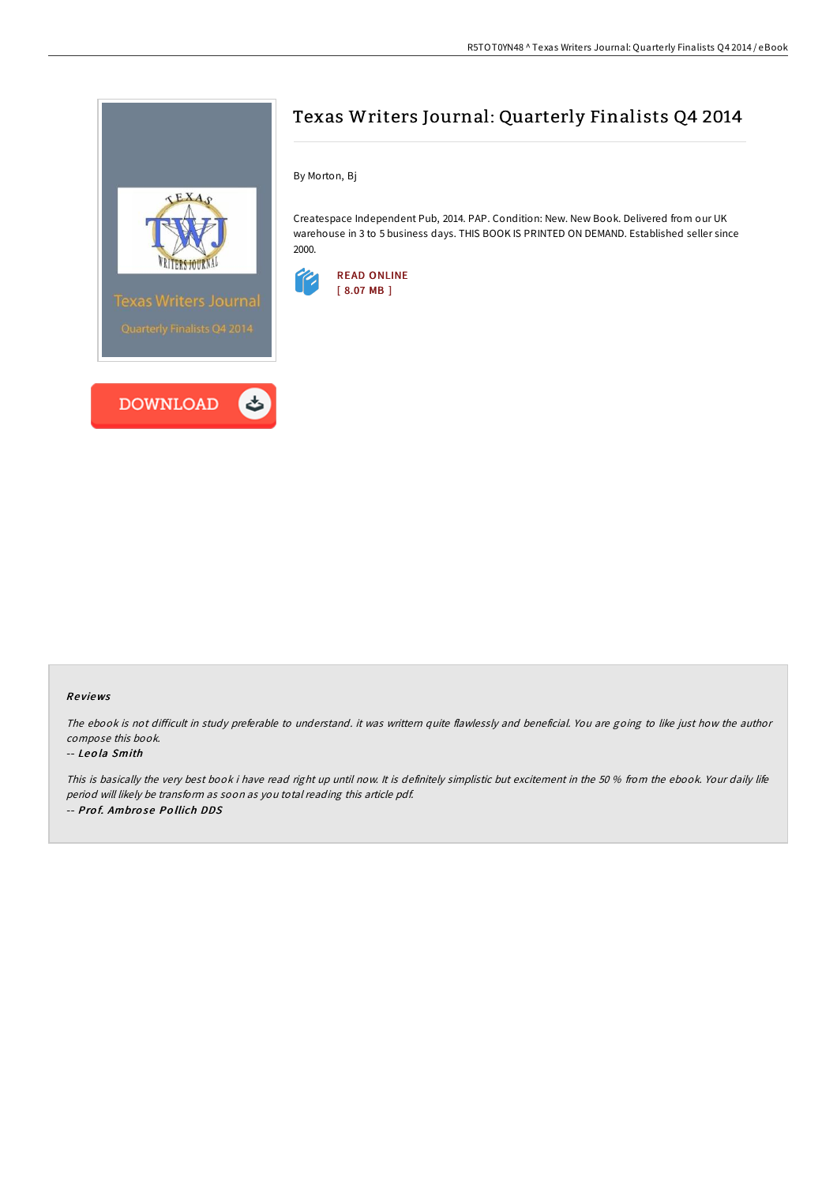# Texas Writers Journal: Quarterly Finalists Q4 2014

By Morton, Bj

Createspace Independent Pub, 2014. PAP. Condition: New. New Book. Delivered from our UK warehouse in 3 to 5 business days. THIS BOOK IS PRINTED ON DEMAND. Established seller since 2000.

READ ONLINE
[ 8.07 MB ]

DOWNLOAD

## Reviews

*The ebook is not difficult in study preferable to understand. it was writtern quite flawlessly and beneficial. You are going to like just how the author compose this book.*

-- *Leola Smith*

*This is basically the very best book i have read right up until now. It is definitely simplistic but excitement in the 50 % from the ebook. Your daily life period will likely be transform as soon as you total reading this article pdf.*

-- *Prof. Ambrose Pollich DDS*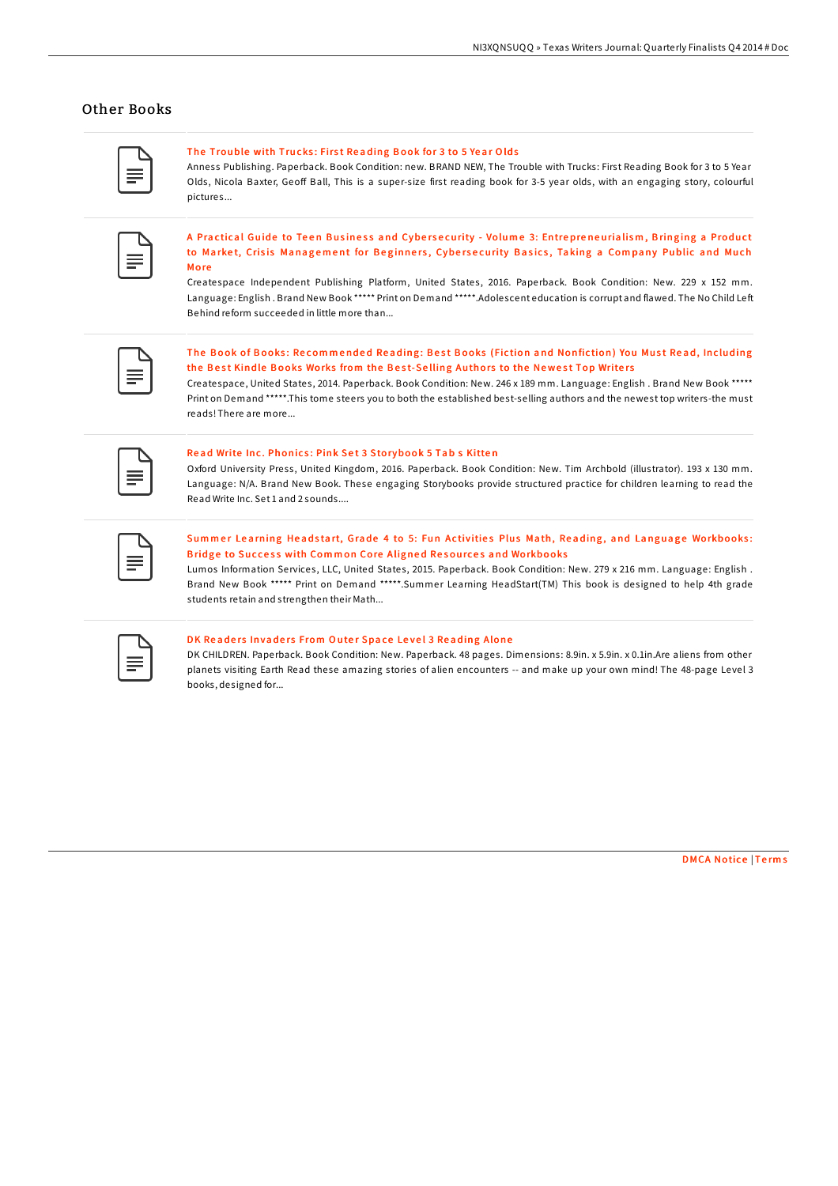## Other Books

### The Trouble with Trucks: First Reading Book for 3 to 5 Year Olds

Anness Publishing. Paperback. Book Condition: new. BRAND NEW, The Trouble with Trucks: First Reading Book for 3 to 5 Year Olds, Nicola Baxter, Geoff Ball, This is a super-size first reading book for 3-5 year olds, with an engaging story, colourful pictures...

### A Practical Guide to Teen Business and Cybersecurity - Volume 3: Entrepreneurialism, Bringing a Product to Market, Crisis Management for Beginners, Cybersecurity Basics, Taking a Company Public and Much More

Createspace Independent Publishing Platform, United States, 2016. Paperback. Book Condition: New. 229 x 152 mm. Language: English . Brand New Book ***** Print on Demand *****.Adolescent education is corrupt and flawed. The No Child Left Behind reform succeeded in little more than...

### The Book of Books: Recommended Reading: Best Books (Fiction and Nonfiction) You Must Read, Including the Best Kindle Books Works from the Best-Selling Authors to the Newest Top Writers

Createspace, United States, 2014. Paperback. Book Condition: New. 246 x 189 mm. Language: English . Brand New Book ***** Print on Demand *****.This tome steers you to both the established best-selling authors and the newest top writers-the must reads! There are more...

### Read Write Inc. Phonics: Pink Set 3 Storybook 5 Tab s Kitten

Oxford University Press, United Kingdom, 2016. Paperback. Book Condition: New. Tim Archbold (illustrator). 193 x 130 mm. Language: N/A. Brand New Book. These engaging Storybooks provide structured practice for children learning to read the Read Write Inc. Set 1 and 2 sounds....

### Summer Learning Headstart, Grade 4 to 5: Fun Activities Plus Math, Reading, and Language Workbooks: Bridge to Success with Common Core Aligned Resources and Workbooks

Lumos Information Services, LLC, United States, 2015. Paperback. Book Condition: New. 279 x 216 mm. Language: English . Brand New Book ***** Print on Demand *****.Summer Learning HeadStart(TM) This book is designed to help 4th grade students retain and strengthen their Math...

### DK Readers Invaders From Outer Space Level 3 Reading Alone

DK CHILDREN. Paperback. Book Condition: New. Paperback. 48 pages. Dimensions: 8.9in. x 5.9in. x 0.1in.Are aliens from other planets visiting Earth Read these amazing stories of alien encounters -- and make up your own mind! The 48-page Level 3 books, designed for...